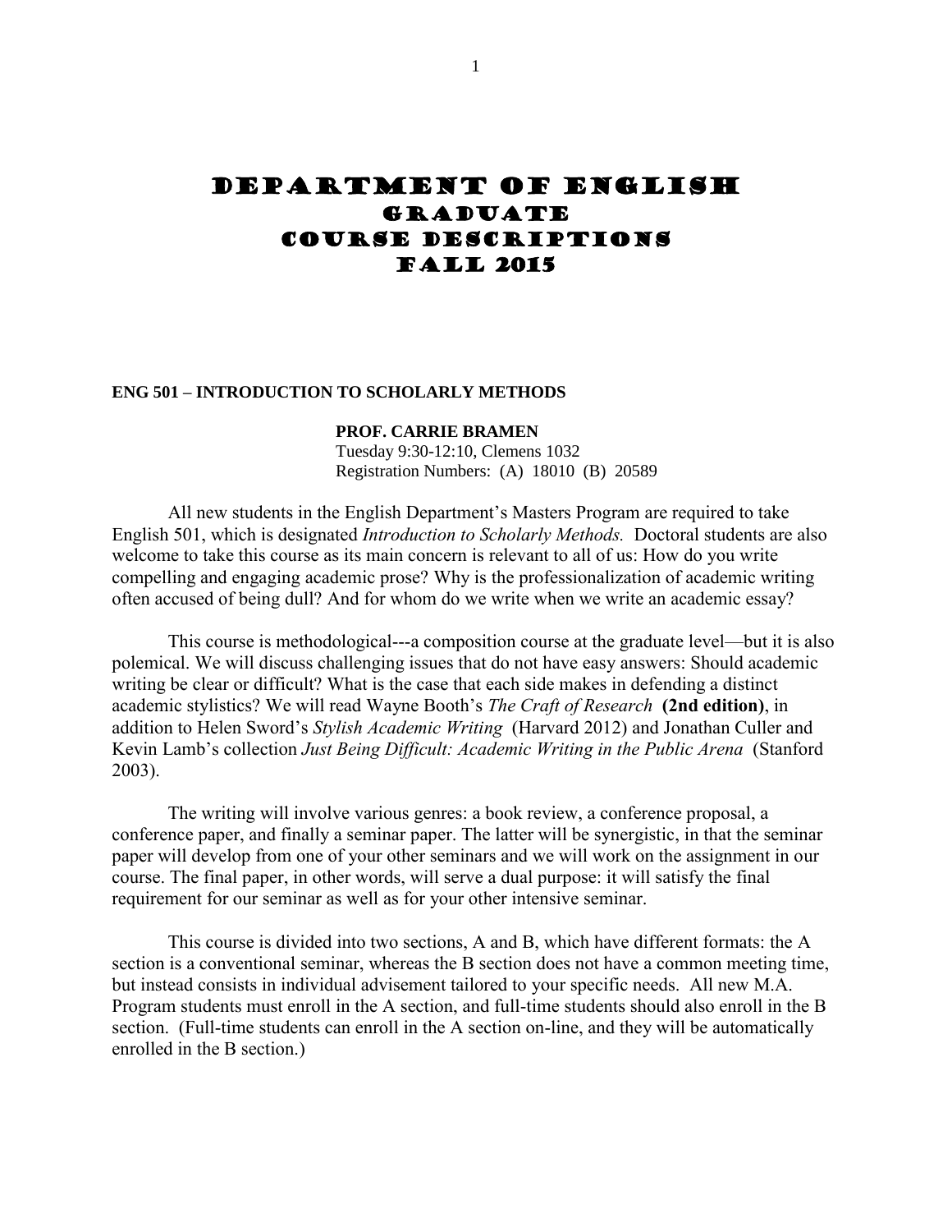# DEPARTMENT OF ENGLISH
# GRADUATE
# COURSE DESCRIPTIONS
# FALL 2015

## ENG 501 – INTRODUCTION TO SCHOLARLY METHODS

**PROF. CARRIE BRAMEN**
Tuesday 9:30-12:10, Clemens 1032
Registration Numbers: (A) 18010 (B) 20589

All new students in the English Department's Masters Program are required to take English 501, which is designated *Introduction to Scholarly Methods.* Doctoral students are also welcome to take this course as its main concern is relevant to all of us: How do you write compelling and engaging academic prose? Why is the professionalization of academic writing often accused of being dull? And for whom do we write when we write an academic essay?

This course is methodological---a composition course at the graduate level—but it is also polemical. We will discuss challenging issues that do not have easy answers: Should academic writing be clear or difficult? What is the case that each side makes in defending a distinct academic stylistics? We will read Wayne Booth's *The Craft of Research* **(2nd edition)**, in addition to Helen Sword's *Stylish Academic Writing* (Harvard 2012) and Jonathan Culler and Kevin Lamb's collection *Just Being Difficult: Academic Writing in the Public Arena* (Stanford 2003).

The writing will involve various genres: a book review, a conference proposal, a conference paper, and finally a seminar paper. The latter will be synergistic, in that the seminar paper will develop from one of your other seminars and we will work on the assignment in our course. The final paper, in other words, will serve a dual purpose: it will satisfy the final requirement for our seminar as well as for your other intensive seminar.

This course is divided into two sections, A and B, which have different formats: the A section is a conventional seminar, whereas the B section does not have a common meeting time, but instead consists in individual advisement tailored to your specific needs. All new M.A. Program students must enroll in the A section, and full-time students should also enroll in the B section. (Full-time students can enroll in the A section on-line, and they will be automatically enrolled in the B section.)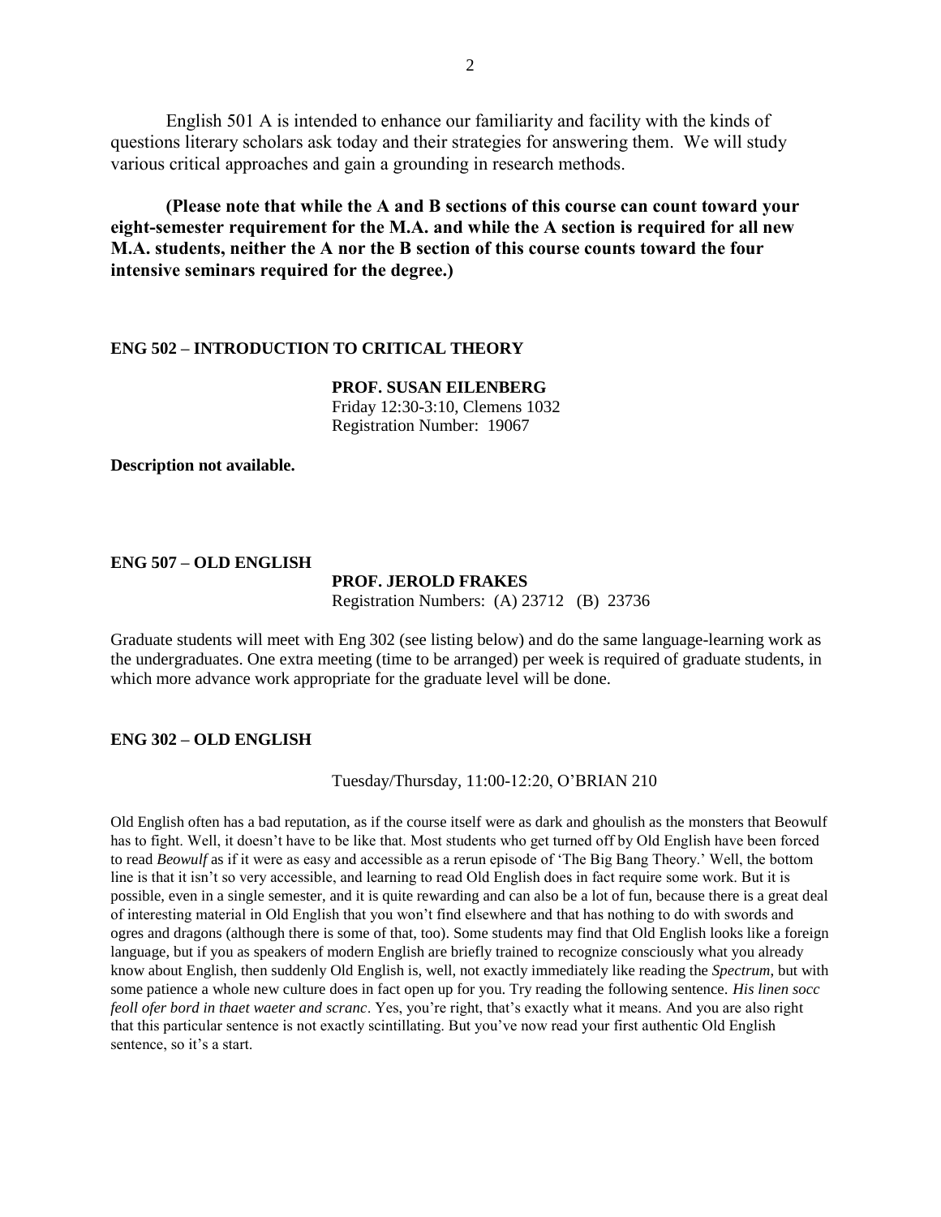English 501 A is intended to enhance our familiarity and facility with the kinds of questions literary scholars ask today and their strategies for answering them. We will study various critical approaches and gain a grounding in research methods.

**(Please note that while the A and B sections of this course can count toward your eight-semester requirement for the M.A. and while the A section is required for all new M.A. students, neither the A nor the B section of this course counts toward the four intensive seminars required for the degree.)**

## ENG 502 – INTRODUCTION TO CRITICAL THEORY

**PROF. SUSAN EILENBERG**
Friday 12:30-3:10, Clemens 1032
Registration Number: 19067

**Description not available.**

## ENG 507 – OLD ENGLISH

**PROF. JEROLD FRAKES**
Registration Numbers: (A) 23712 (B) 23736

Graduate students will meet with Eng 302 (see listing below) and do the same language-learning work as the undergraduates. One extra meeting (time to be arranged) per week is required of graduate students, in which more advance work appropriate for the graduate level will be done.

## ENG 302 – OLD ENGLISH

Tuesday/Thursday, 11:00-12:20, O'BRIAN 210

Old English often has a bad reputation, as if the course itself were as dark and ghoulish as the monsters that Beowulf has to fight. Well, it doesn't have to be like that. Most students who get turned off by Old English have been forced to read *Beowulf* as if it were as easy and accessible as a rerun episode of 'The Big Bang Theory.' Well, the bottom line is that it isn't so very accessible, and learning to read Old English does in fact require some work. But it is possible, even in a single semester, and it is quite rewarding and can also be a lot of fun, because there is a great deal of interesting material in Old English that you won't find elsewhere and that has nothing to do with swords and ogres and dragons (although there is some of that, too). Some students may find that Old English looks like a foreign language, but if you as speakers of modern English are briefly trained to recognize consciously what you already know about English, then suddenly Old English is, well, not exactly immediately like reading the *Spectrum*, but with some patience a whole new culture does in fact open up for you. Try reading the following sentence. *His linen socc feoll ofer bord in thaet waeter and scranc*. Yes, you're right, that's exactly what it means. And you are also right that this particular sentence is not exactly scintillating. But you've now read your first authentic Old English sentence, so it's a start.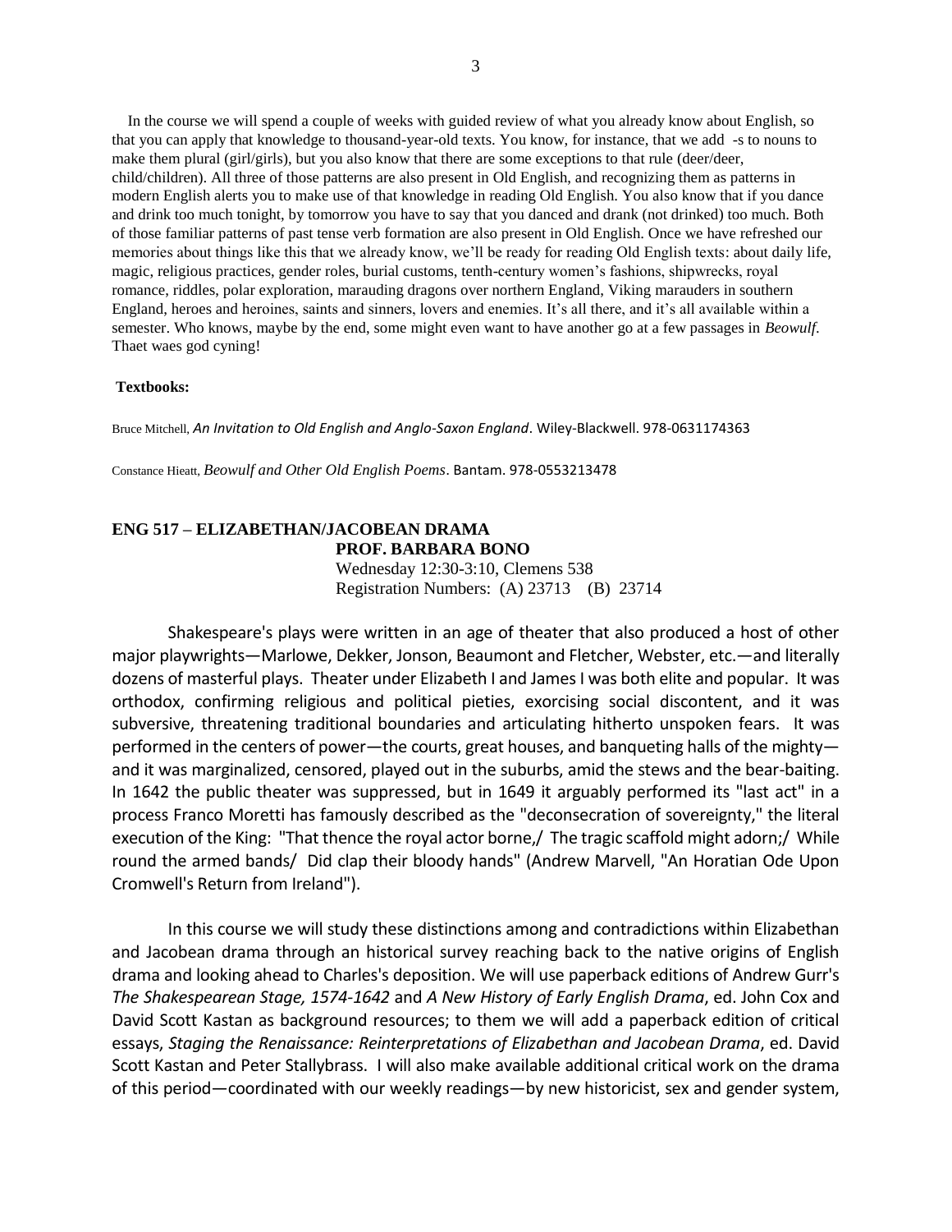In the course we will spend a couple of weeks with guided review of what you already know about English, so that you can apply that knowledge to thousand-year-old texts. You know, for instance, that we add -s to nouns to make them plural (girl/girls), but you also know that there are some exceptions to that rule (deer/deer, child/children). All three of those patterns are also present in Old English, and recognizing them as patterns in modern English alerts you to make use of that knowledge in reading Old English. You also know that if you dance and drink too much tonight, by tomorrow you have to say that you danced and drank (not drinked) too much. Both of those familiar patterns of past tense verb formation are also present in Old English. Once we have refreshed our memories about things like this that we already know, we'll be ready for reading Old English texts: about daily life, magic, religious practices, gender roles, burial customs, tenth-century women's fashions, shipwrecks, royal romance, riddles, polar exploration, marauding dragons over northern England, Viking marauders in southern England, heroes and heroines, saints and sinners, lovers and enemies. It's all there, and it's all available within a semester. Who knows, maybe by the end, some might even want to have another go at a few passages in *Beowulf*. Thaet waes god cyning!

**Textbooks:**

Bruce Mitchell, *An Invitation to Old English and Anglo-Saxon England*. Wiley-Blackwell. 978-0631174363

Constance Hieatt, *Beowulf and Other Old English Poems*. Bantam. 978-0553213478

## ENG 517 – ELIZABETHAN/JACOBEAN DRAMA

**PROF. BARBARA BONO**
Wednesday 12:30-3:10, Clemens 538
Registration Numbers: (A) 23713 (B) 23714

Shakespeare's plays were written in an age of theater that also produced a host of other major playwrights—Marlowe, Dekker, Jonson, Beaumont and Fletcher, Webster, etc.—and literally dozens of masterful plays. Theater under Elizabeth I and James I was both elite and popular. It was orthodox, confirming religious and political pieties, exorcising social discontent, and it was subversive, threatening traditional boundaries and articulating hitherto unspoken fears. It was performed in the centers of power—the courts, great houses, and banqueting halls of the mighty—and it was marginalized, censored, played out in the suburbs, amid the stews and the bear-baiting. In 1642 the public theater was suppressed, but in 1649 it arguably performed its "last act" in a process Franco Moretti has famously described as the "deconsecration of sovereignty," the literal execution of the King: "That thence the royal actor borne,/ The tragic scaffold might adorn;/ While round the armed bands/ Did clap their bloody hands" (Andrew Marvell, "An Horatian Ode Upon Cromwell's Return from Ireland").

In this course we will study these distinctions among and contradictions within Elizabethan and Jacobean drama through an historical survey reaching back to the native origins of English drama and looking ahead to Charles's deposition. We will use paperback editions of Andrew Gurr's *The Shakespearean Stage, 1574-1642* and *A New History of Early English Drama*, ed. John Cox and David Scott Kastan as background resources; to them we will add a paperback edition of critical essays, *Staging the Renaissance: Reinterpretations of Elizabethan and Jacobean Drama*, ed. David Scott Kastan and Peter Stallybrass. I will also make available additional critical work on the drama of this period—coordinated with our weekly readings—by new historicist, sex and gender system,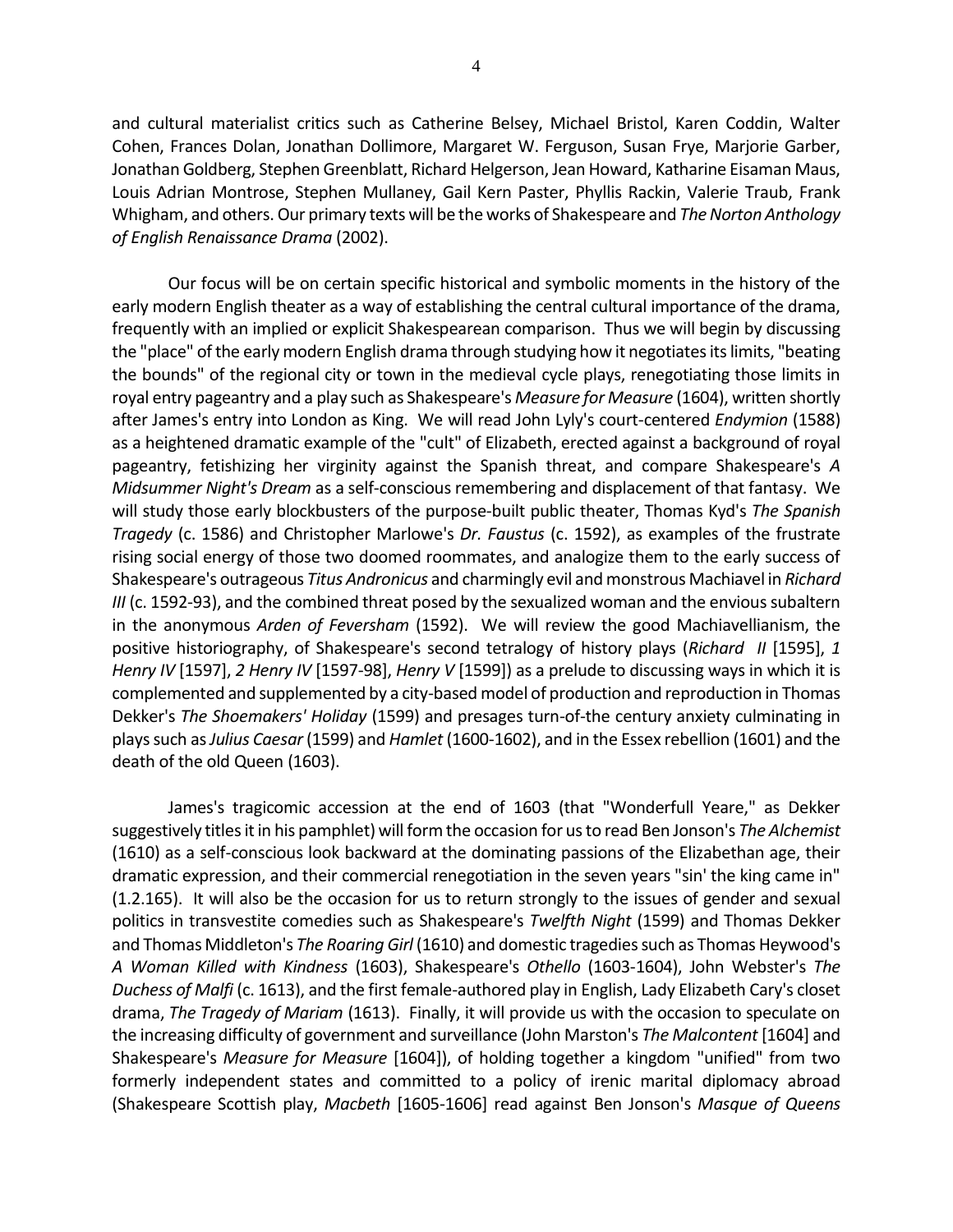and cultural materialist critics such as Catherine Belsey, Michael Bristol, Karen Coddin, Walter Cohen, Frances Dolan, Jonathan Dollimore, Margaret W. Ferguson, Susan Frye, Marjorie Garber, Jonathan Goldberg, Stephen Greenblatt, Richard Helgerson, Jean Howard, Katharine Eisaman Maus, Louis Adrian Montrose, Stephen Mullaney, Gail Kern Paster, Phyllis Rackin, Valerie Traub, Frank Whigham, and others. Our primary texts will be the works of Shakespeare and *The Norton Anthology of English Renaissance Drama* (2002).

Our focus will be on certain specific historical and symbolic moments in the history of the early modern English theater as a way of establishing the central cultural importance of the drama, frequently with an implied or explicit Shakespearean comparison. Thus we will begin by discussing the "place" of the early modern English drama through studying how it negotiates its limits, "beating the bounds" of the regional city or town in the medieval cycle plays, renegotiating those limits in royal entry pageantry and a play such as Shakespeare's *Measure for Measure* (1604), written shortly after James's entry into London as King. We will read John Lyly's court-centered *Endymion* (1588) as a heightened dramatic example of the "cult" of Elizabeth, erected against a background of royal pageantry, fetishizing her virginity against the Spanish threat, and compare Shakespeare's *A Midsummer Night's Dream* as a self-conscious remembering and displacement of that fantasy. We will study those early blockbusters of the purpose-built public theater, Thomas Kyd's *The Spanish Tragedy* (c. 1586) and Christopher Marlowe's *Dr. Faustus* (c. 1592), as examples of the frustrate rising social energy of those two doomed roommates, and analogize them to the early success of Shakespeare's outrageous *Titus Andronicus* and charmingly evil and monstrous Machiavel in *Richard III* (c. 1592-93), and the combined threat posed by the sexualized woman and the envious subaltern in the anonymous *Arden of Feversham* (1592). We will review the good Machiavellianism, the positive historiography, of Shakespeare's second tetralogy of history plays (*Richard II* [1595], *1 Henry IV* [1597], *2 Henry IV* [1597-98], *Henry V* [1599]) as a prelude to discussing ways in which it is complemented and supplemented by a city-based model of production and reproduction in Thomas Dekker's *The Shoemakers' Holiday* (1599) and presages turn-of-the century anxiety culminating in plays such as *Julius Caesar* (1599) and *Hamlet* (1600-1602), and in the Essex rebellion (1601) and the death of the old Queen (1603).

James's tragicomic accession at the end of 1603 (that "Wonderfull Yeare," as Dekker suggestively titles it in his pamphlet) will form the occasion for us to read Ben Jonson's *The Alchemist* (1610) as a self-conscious look backward at the dominating passions of the Elizabethan age, their dramatic expression, and their commercial renegotiation in the seven years "sin' the king came in" (1.2.165). It will also be the occasion for us to return strongly to the issues of gender and sexual politics in transvestite comedies such as Shakespeare's *Twelfth Night* (1599) and Thomas Dekker and Thomas Middleton's *The Roaring Girl* (1610) and domestic tragedies such as Thomas Heywood's *A Woman Killed with Kindness* (1603), Shakespeare's *Othello* (1603-1604), John Webster's *The Duchess of Malfi* (c. 1613), and the first female-authored play in English, Lady Elizabeth Cary's closet drama, *The Tragedy of Mariam* (1613). Finally, it will provide us with the occasion to speculate on the increasing difficulty of government and surveillance (John Marston's *The Malcontent* [1604] and Shakespeare's *Measure for Measure* [1604]), of holding together a kingdom "unified" from two formerly independent states and committed to a policy of irenic marital diplomacy abroad (Shakespeare Scottish play, *Macbeth* [1605-1606] read against Ben Jonson's *Masque of Queens*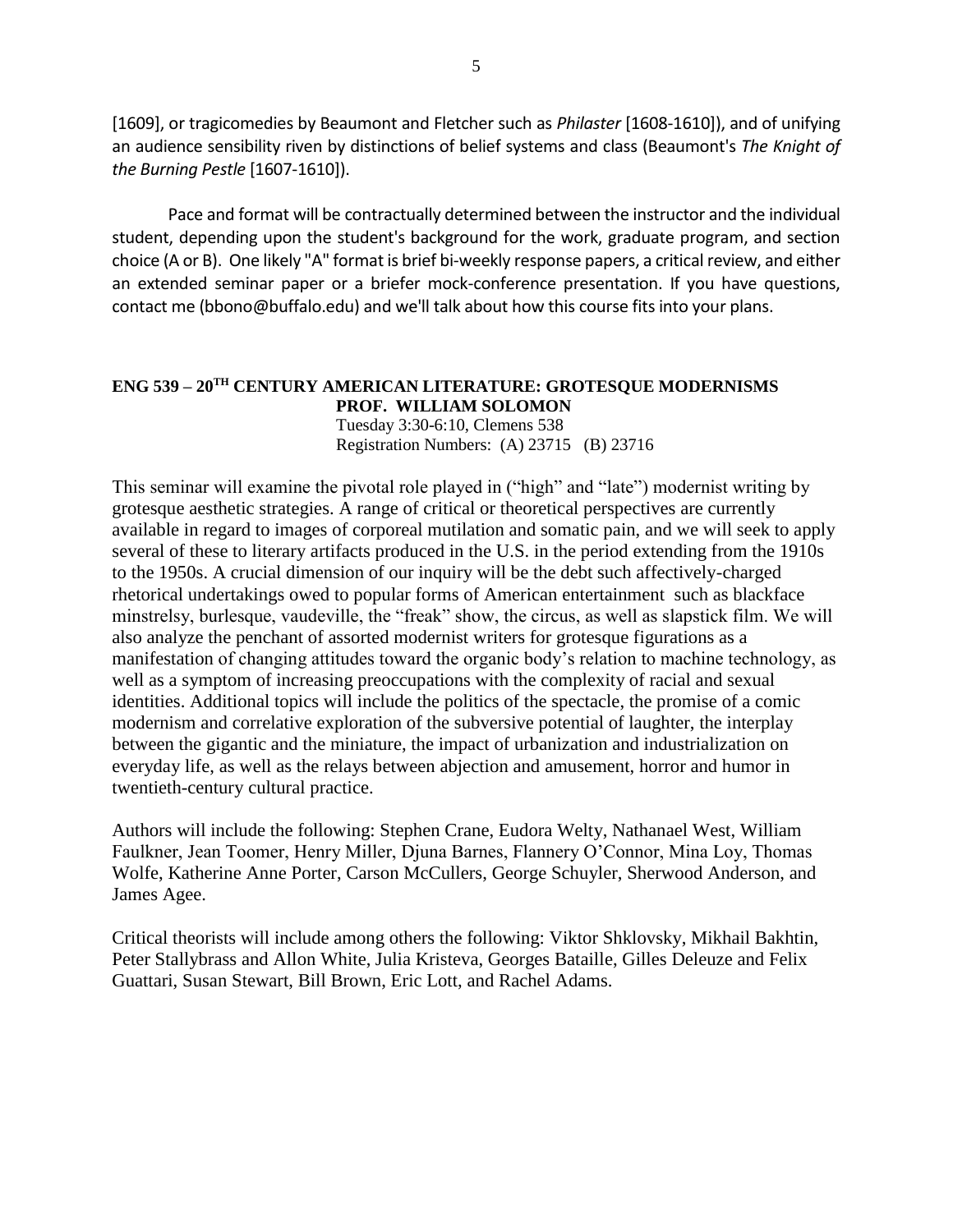[1609], or tragicomedies by Beaumont and Fletcher such as *Philaster* [1608-1610]), and of unifying an audience sensibility riven by distinctions of belief systems and class (Beaumont's *The Knight of the Burning Pestle* [1607-1610]).

Pace and format will be contractually determined between the instructor and the individual student, depending upon the student's background for the work, graduate program, and section choice (A or B). One likely "A" format is brief bi-weekly response papers, a critical review, and either an extended seminar paper or a briefer mock-conference presentation. If you have questions, contact me (bbono@buffalo.edu) and we'll talk about how this course fits into your plans.

## ENG 539 – 20TH CENTURY AMERICAN LITERATURE: GROTESQUE MODERNISMS

**PROF. WILLIAM SOLOMON**

Tuesday 3:30-6:10, Clemens 538
Registration Numbers: (A) 23715 (B) 23716

This seminar will examine the pivotal role played in ("high" and "late") modernist writing by grotesque aesthetic strategies. A range of critical or theoretical perspectives are currently available in regard to images of corporeal mutilation and somatic pain, and we will seek to apply several of these to literary artifacts produced in the U.S. in the period extending from the 1910s to the 1950s. A crucial dimension of our inquiry will be the debt such affectively-charged rhetorical undertakings owed to popular forms of American entertainment such as blackface minstrelsy, burlesque, vaudeville, the "freak" show, the circus, as well as slapstick film. We will also analyze the penchant of assorted modernist writers for grotesque figurations as a manifestation of changing attitudes toward the organic body's relation to machine technology, as well as a symptom of increasing preoccupations with the complexity of racial and sexual identities. Additional topics will include the politics of the spectacle, the promise of a comic modernism and correlative exploration of the subversive potential of laughter, the interplay between the gigantic and the miniature, the impact of urbanization and industrialization on everyday life, as well as the relays between abjection and amusement, horror and humor in twentieth-century cultural practice.

Authors will include the following: Stephen Crane, Eudora Welty, Nathanael West, William Faulkner, Jean Toomer, Henry Miller, Djuna Barnes, Flannery O'Connor, Mina Loy, Thomas Wolfe, Katherine Anne Porter, Carson McCullers, George Schuyler, Sherwood Anderson, and James Agee.

Critical theorists will include among others the following: Viktor Shklovsky, Mikhail Bakhtin, Peter Stallybrass and Allon White, Julia Kristeva, Georges Bataille, Gilles Deleuze and Felix Guattari, Susan Stewart, Bill Brown, Eric Lott, and Rachel Adams.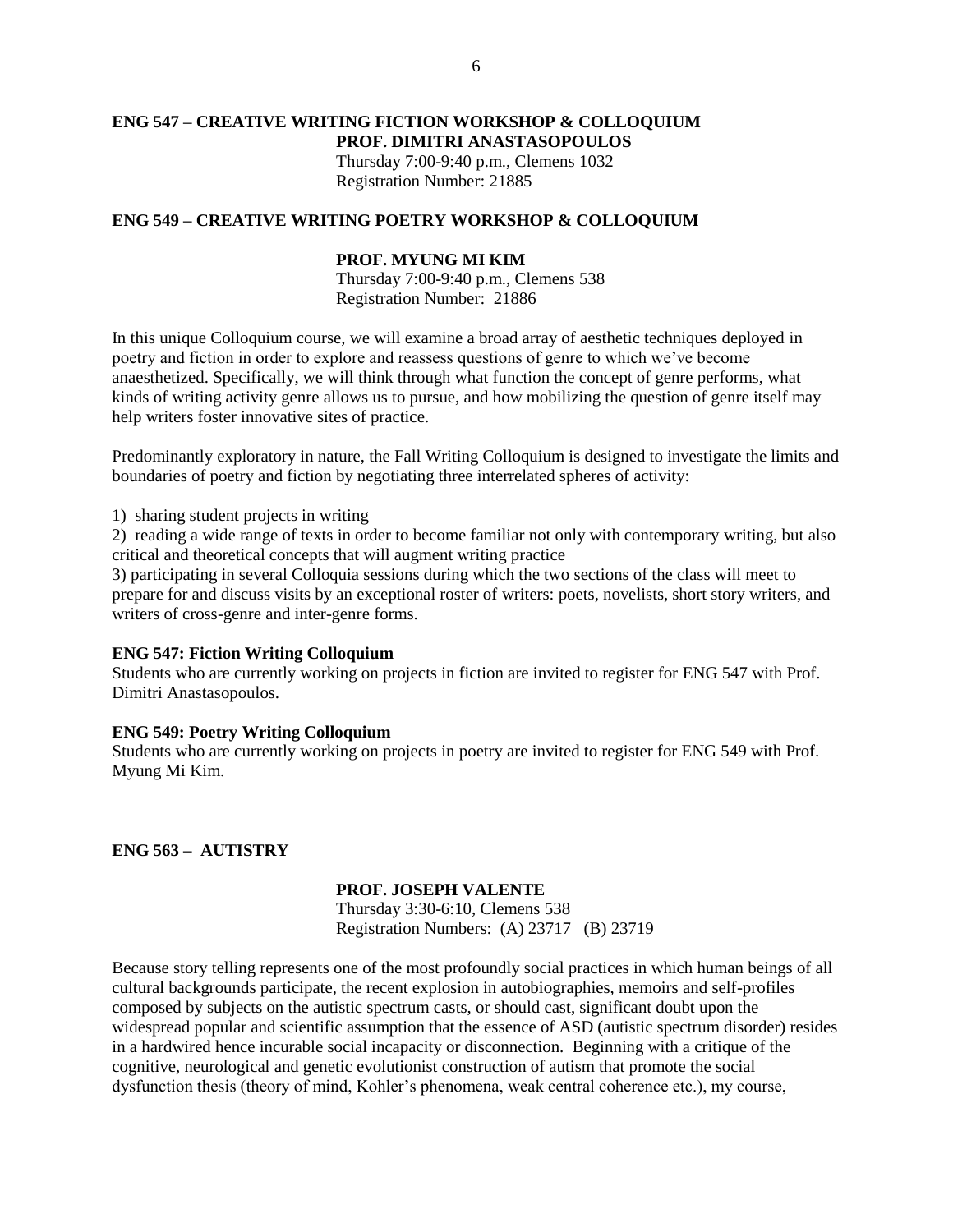**ENG 547 – CREATIVE WRITING FICTION WORKSHOP & COLLOQUIUM**
**PROF. DIMITRI ANASTASOPOULOS**
Thursday 7:00-9:40 p.m., Clemens 1032
Registration Number: 21885

**ENG 549 – CREATIVE WRITING POETRY WORKSHOP & COLLOQUIUM**

**PROF. MYUNG MI KIM**
Thursday 7:00-9:40 p.m., Clemens 538
Registration Number: 21886

In this unique Colloquium course, we will examine a broad array of aesthetic techniques deployed in poetry and fiction in order to explore and reassess questions of genre to which we've become anaesthetized. Specifically, we will think through what function the concept of genre performs, what kinds of writing activity genre allows us to pursue, and how mobilizing the question of genre itself may help writers foster innovative sites of practice.

Predominantly exploratory in nature, the Fall Writing Colloquium is designed to investigate the limits and boundaries of poetry and fiction by negotiating three interrelated spheres of activity:

1) sharing student projects in writing
2) reading a wide range of texts in order to become familiar not only with contemporary writing, but also critical and theoretical concepts that will augment writing practice
3) participating in several Colloquia sessions during which the two sections of the class will meet to prepare for and discuss visits by an exceptional roster of writers: poets, novelists, short story writers, and writers of cross-genre and inter-genre forms.

**ENG 547: Fiction Writing Colloquium**
Students who are currently working on projects in fiction are invited to register for ENG 547 with Prof. Dimitri Anastasopoulos.

**ENG 549: Poetry Writing Colloquium**
Students who are currently working on projects in poetry are invited to register for ENG 549 with Prof. Myung Mi Kim.

**ENG 563 – AUTISTRY**

**PROF. JOSEPH VALENTE**
Thursday 3:30-6:10, Clemens 538
Registration Numbers: (A) 23717 (B) 23719

Because story telling represents one of the most profoundly social practices in which human beings of all cultural backgrounds participate, the recent explosion in autobiographies, memoirs and self-profiles composed by subjects on the autistic spectrum casts, or should cast, significant doubt upon the widespread popular and scientific assumption that the essence of ASD (autistic spectrum disorder) resides in a hardwired hence incurable social incapacity or disconnection. Beginning with a critique of the cognitive, neurological and genetic evolutionist construction of autism that promote the social dysfunction thesis (theory of mind, Kohler's phenomena, weak central coherence etc.), my course,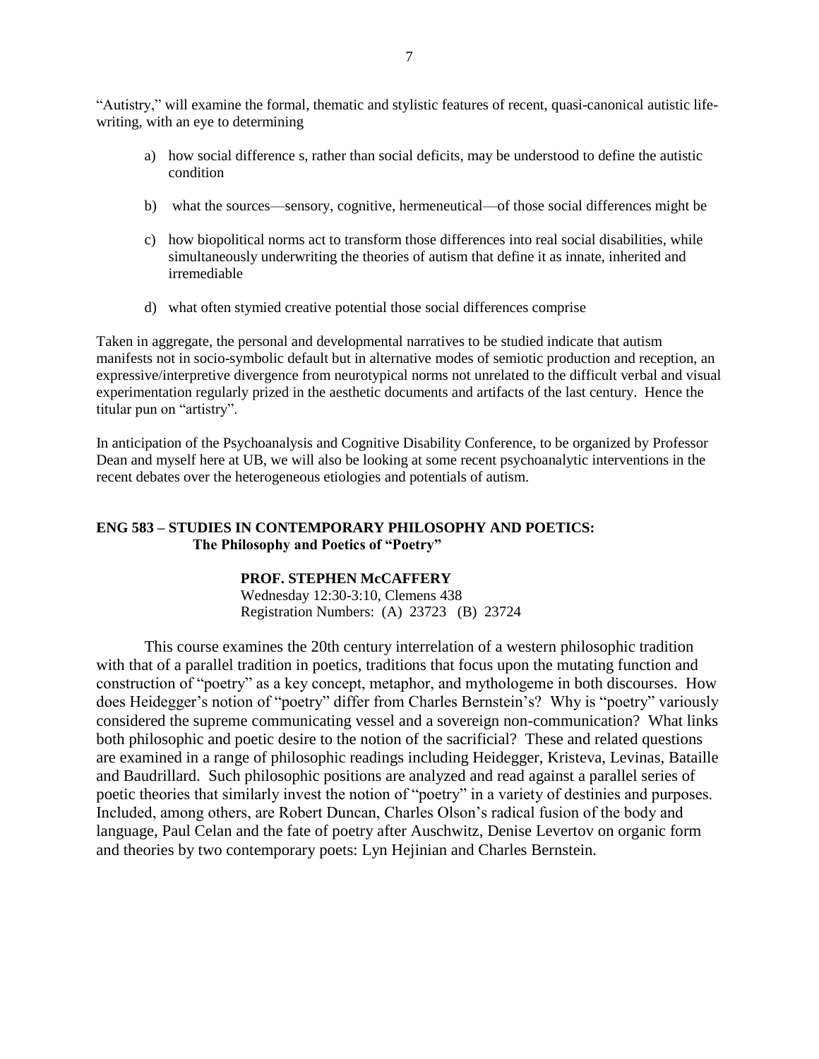"Autistry," will examine the formal, thematic and stylistic features of recent, quasi-canonical autistic life-writing, with an eye to determining

a) how social difference s, rather than social deficits, may be understood to define the autistic condition

b) what the sources—sensory, cognitive, hermeneutical—of those social differences might be

c) how biopolitical norms act to transform those differences into real social disabilities, while simultaneously underwriting the theories of autism that define it as innate, inherited and irremediable

d) what often stymied creative potential those social differences comprise

Taken in aggregate, the personal and developmental narratives to be studied indicate that autism manifests not in socio-symbolic default but in alternative modes of semiotic production and reception, an expressive/interpretive divergence from neurotypical norms not unrelated to the difficult verbal and visual experimentation regularly prized in the aesthetic documents and artifacts of the last century. Hence the titular pun on "artistry".

In anticipation of the Psychoanalysis and Cognitive Disability Conference, to be organized by Professor Dean and myself here at UB, we will also be looking at some recent psychoanalytic interventions in the recent debates over the heterogeneous etiologies and potentials of autism.

**ENG 583 – STUDIES IN CONTEMPORARY PHILOSOPHY AND POETICS:**
**The Philosophy and Poetics of "Poetry"**

**PROF. STEPHEN McCAFFERY**
Wednesday 12:30-3:10, Clemens 438
Registration Numbers: (A) 23723 (B) 23724

This course examines the 20th century interrelation of a western philosophic tradition with that of a parallel tradition in poetics, traditions that focus upon the mutating function and construction of "poetry" as a key concept, metaphor, and mythologeme in both discourses. How does Heidegger's notion of "poetry" differ from Charles Bernstein's? Why is "poetry" variously considered the supreme communicating vessel and a sovereign non-communication? What links both philosophic and poetic desire to the notion of the sacrificial? These and related questions are examined in a range of philosophic readings including Heidegger, Kristeva, Levinas, Bataille and Baudrillard. Such philosophic positions are analyzed and read against a parallel series of poetic theories that similarly invest the notion of "poetry" in a variety of destinies and purposes. Included, among others, are Robert Duncan, Charles Olson's radical fusion of the body and language, Paul Celan and the fate of poetry after Auschwitz, Denise Levertov on organic form and theories by two contemporary poets: Lyn Hejinian and Charles Bernstein.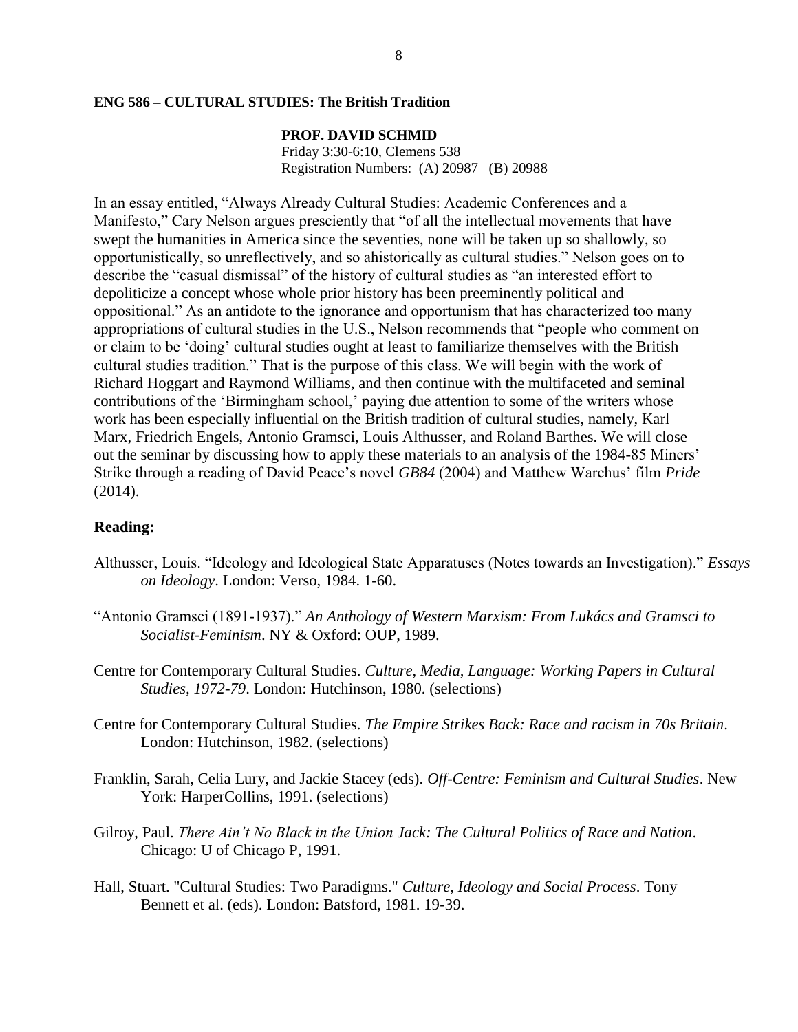**ENG 586 – CULTURAL STUDIES: The British Tradition**

**PROF. DAVID SCHMID**
Friday 3:30-6:10, Clemens 538
Registration Numbers: (A) 20987 (B) 20988

In an essay entitled, "Always Already Cultural Studies: Academic Conferences and a Manifesto," Cary Nelson argues presciently that "of all the intellectual movements that have swept the humanities in America since the seventies, none will be taken up so shallowly, so opportunistically, so unreflectively, and so ahistorically as cultural studies." Nelson goes on to describe the "casual dismissal" of the history of cultural studies as "an interested effort to depoliticize a concept whose whole prior history has been preeminently political and oppositional." As an antidote to the ignorance and opportunism that has characterized too many appropriations of cultural studies in the U.S., Nelson recommends that "people who comment on or claim to be 'doing' cultural studies ought at least to familiarize themselves with the British cultural studies tradition." That is the purpose of this class. We will begin with the work of Richard Hoggart and Raymond Williams, and then continue with the multifaceted and seminal contributions of the 'Birmingham school,' paying due attention to some of the writers whose work has been especially influential on the British tradition of cultural studies, namely, Karl Marx, Friedrich Engels, Antonio Gramsci, Louis Althusser, and Roland Barthes. We will close out the seminar by discussing how to apply these materials to an analysis of the 1984-85 Miners' Strike through a reading of David Peace's novel *GB84* (2004) and Matthew Warchus' film *Pride* (2014).

## Reading:

Althusser, Louis. "Ideology and Ideological State Apparatuses (Notes towards an Investigation)." *Essays on Ideology*. London: Verso, 1984. 1-60.

"Antonio Gramsci (1891-1937)." *An Anthology of Western Marxism: From Lukács and Gramsci to Socialist-Feminism*. NY & Oxford: OUP, 1989.

Centre for Contemporary Cultural Studies. *Culture, Media, Language: Working Papers in Cultural Studies, 1972-79*. London: Hutchinson, 1980. (selections)

Centre for Contemporary Cultural Studies. *The Empire Strikes Back: Race and racism in 70s Britain*. London: Hutchinson, 1982. (selections)

Franklin, Sarah, Celia Lury, and Jackie Stacey (eds). *Off-Centre: Feminism and Cultural Studies*. New York: HarperCollins, 1991. (selections)

Gilroy, Paul. *There Ain't No Black in the Union Jack: The Cultural Politics of Race and Nation*. Chicago: U of Chicago P, 1991.

Hall, Stuart. "Cultural Studies: Two Paradigms." *Culture, Ideology and Social Process*. Tony Bennett et al. (eds). London: Batsford, 1981. 19-39.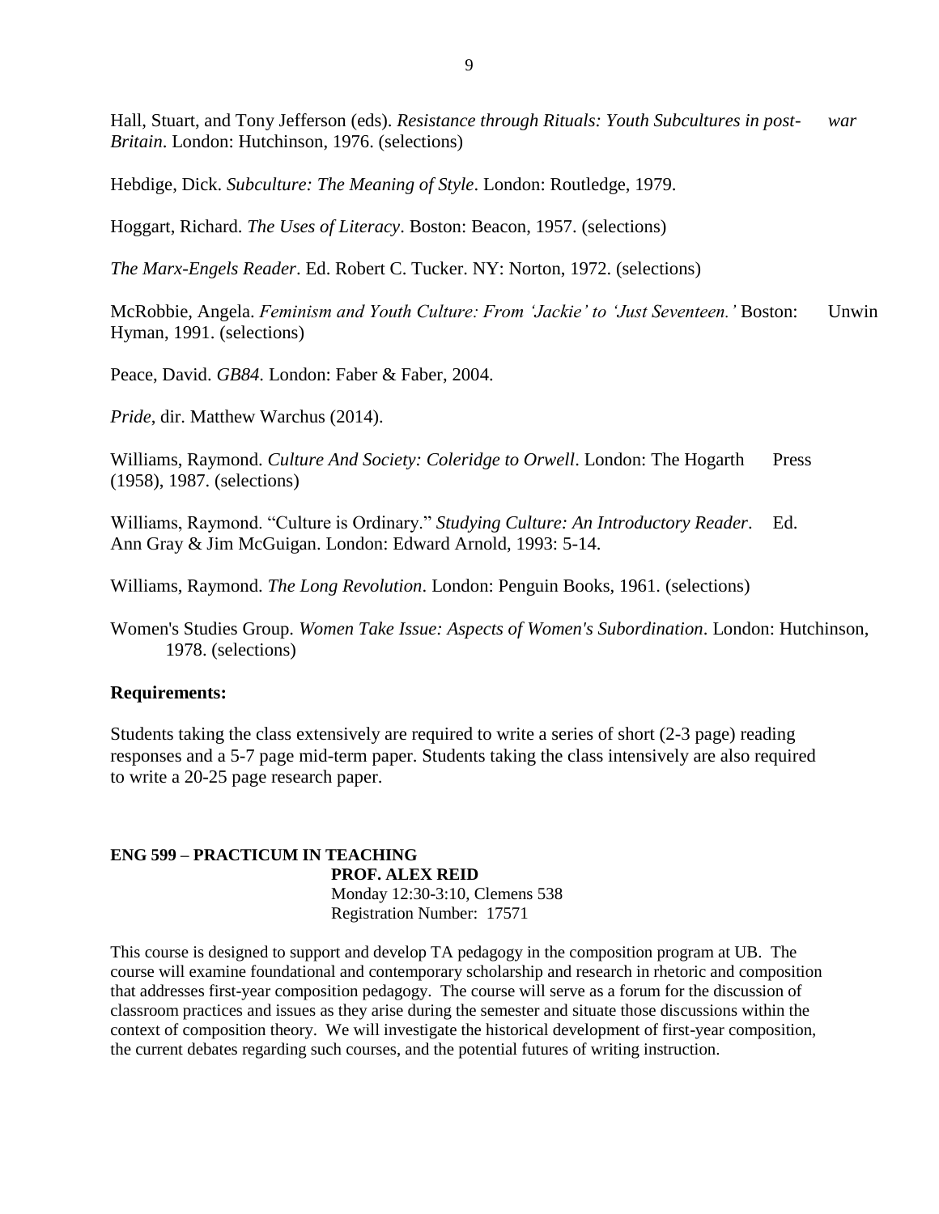Hall, Stuart, and Tony Jefferson (eds). *Resistance through Rituals: Youth Subcultures in post-war Britain*. London: Hutchinson, 1976. (selections)

Hebdige, Dick. *Subculture: The Meaning of Style*. London: Routledge, 1979.

Hoggart, Richard. *The Uses of Literacy*. Boston: Beacon, 1957. (selections)

*The Marx-Engels Reader*. Ed. Robert C. Tucker. NY: Norton, 1972. (selections)

McRobbie, Angela. *Feminism and Youth Culture: From 'Jackie' to 'Just Seventeen.'* Boston: Unwin Hyman, 1991. (selections)

Peace, David. *GB84*. London: Faber & Faber, 2004.

*Pride*, dir. Matthew Warchus (2014).

Williams, Raymond. *Culture And Society: Coleridge to Orwell*. London: The Hogarth Press (1958), 1987. (selections)

Williams, Raymond. "Culture is Ordinary." *Studying Culture: An Introductory Reader*. Ed. Ann Gray & Jim McGuigan. London: Edward Arnold, 1993: 5-14.

Williams, Raymond. *The Long Revolution*. London: Penguin Books, 1961. (selections)

Women's Studies Group. *Women Take Issue: Aspects of Women's Subordination*. London: Hutchinson, 1978. (selections)

**Requirements:**

Students taking the class extensively are required to write a series of short (2-3 page) reading responses and a 5-7 page mid-term paper. Students taking the class intensively are also required to write a 20-25 page research paper.

**ENG 599 – PRACTICUM IN TEACHING**

**PROF. ALEX REID**
Monday 12:30-3:10, Clemens 538
Registration Number: 17571

This course is designed to support and develop TA pedagogy in the composition program at UB. The course will examine foundational and contemporary scholarship and research in rhetoric and composition that addresses first-year composition pedagogy. The course will serve as a forum for the discussion of classroom practices and issues as they arise during the semester and situate those discussions within the context of composition theory. We will investigate the historical development of first-year composition, the current debates regarding such courses, and the potential futures of writing instruction.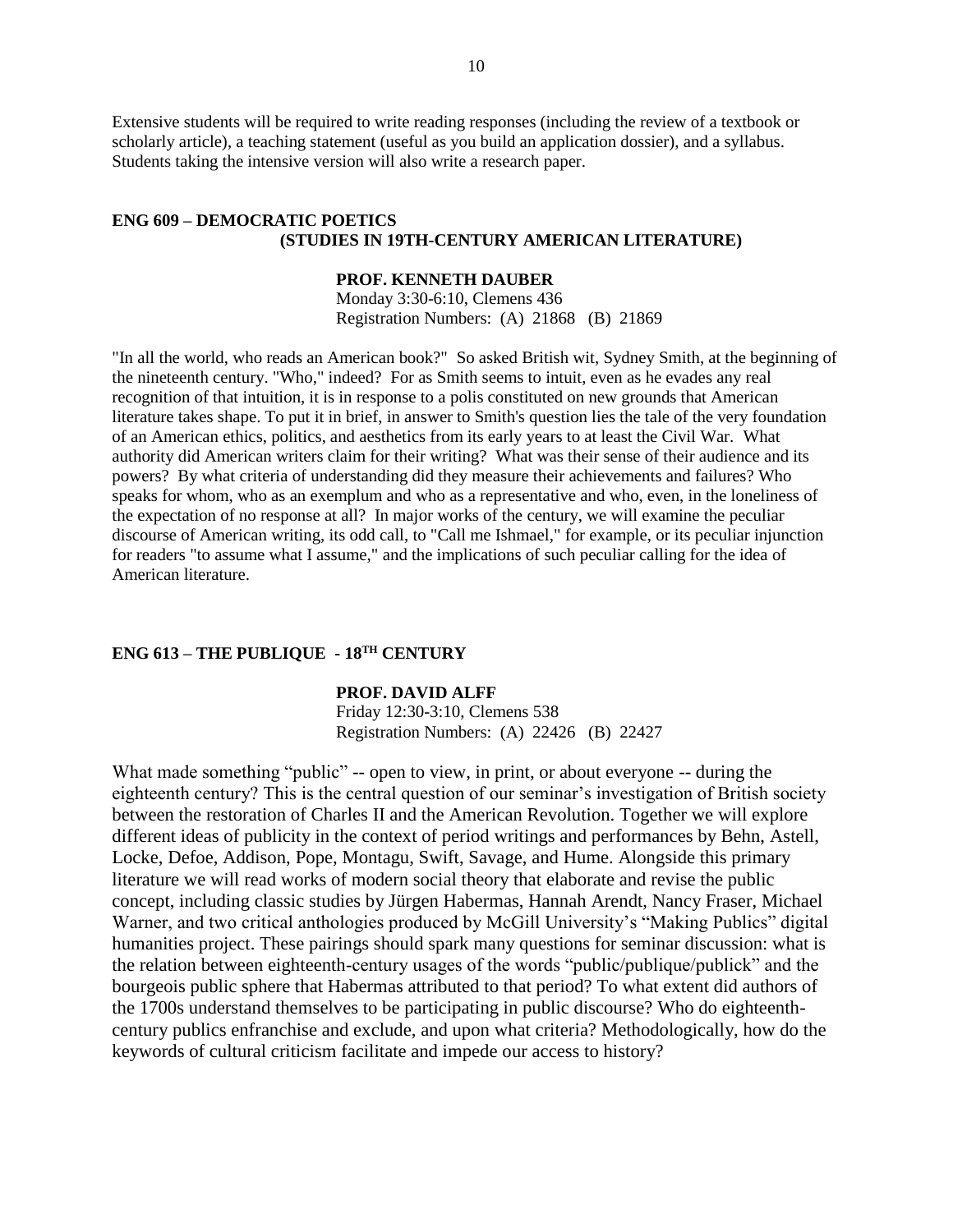Extensive students will be required to write reading responses (including the review of a textbook or scholarly article), a teaching statement (useful as you build an application dossier), and a syllabus. Students taking the intensive version will also write a research paper.

## ENG 609 – DEMOCRATIC POETICS (STUDIES IN 19TH-CENTURY AMERICAN LITERATURE)

**PROF. KENNETH DAUBER**
Monday 3:30-6:10, Clemens 436
Registration Numbers: (A) 21868 (B) 21869

"In all the world, who reads an American book?" So asked British wit, Sydney Smith, at the beginning of the nineteenth century. "Who," indeed? For as Smith seems to intuit, even as he evades any real recognition of that intuition, it is in response to a polis constituted on new grounds that American literature takes shape. To put it in brief, in answer to Smith's question lies the tale of the very foundation of an American ethics, politics, and aesthetics from its early years to at least the Civil War. What authority did American writers claim for their writing? What was their sense of their audience and its powers? By what criteria of understanding did they measure their achievements and failures? Who speaks for whom, who as an exemplum and who as a representative and who, even, in the loneliness of the expectation of no response at all? In major works of the century, we will examine the peculiar discourse of American writing, its odd call, to "Call me Ishmael," for example, or its peculiar injunction for readers "to assume what I assume," and the implications of such peculiar calling for the idea of American literature.

## ENG 613 – THE PUBLIQUE - 18TH CENTURY

**PROF. DAVID ALFF**
Friday 12:30-3:10, Clemens 538
Registration Numbers: (A) 22426 (B) 22427

What made something "public" -- open to view, in print, or about everyone -- during the eighteenth century? This is the central question of our seminar's investigation of British society between the restoration of Charles II and the American Revolution. Together we will explore different ideas of publicity in the context of period writings and performances by Behn, Astell, Locke, Defoe, Addison, Pope, Montagu, Swift, Savage, and Hume. Alongside this primary literature we will read works of modern social theory that elaborate and revise the public concept, including classic studies by Jürgen Habermas, Hannah Arendt, Nancy Fraser, Michael Warner, and two critical anthologies produced by McGill University's "Making Publics" digital humanities project. These pairings should spark many questions for seminar discussion: what is the relation between eighteenth-century usages of the words "public/publique/publick" and the bourgeois public sphere that Habermas attributed to that period? To what extent did authors of the 1700s understand themselves to be participating in public discourse? Who do eighteenth-century publics enfranchise and exclude, and upon what criteria? Methodologically, how do the keywords of cultural criticism facilitate and impede our access to history?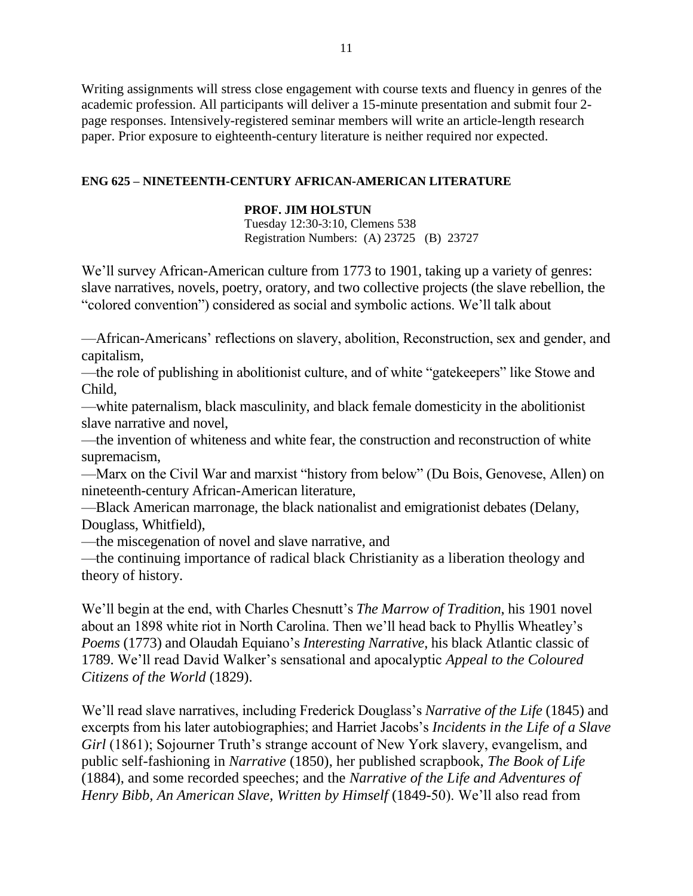Writing assignments will stress close engagement with course texts and fluency in genres of the academic profession. All participants will deliver a 15-minute presentation and submit four 2-page responses. Intensively-registered seminar members will write an article-length research paper. Prior exposure to eighteenth-century literature is neither required nor expected.

### ENG 625 – NINETEENTH-CENTURY AFRICAN-AMERICAN LITERATURE

**PROF. JIM HOLSTUN**
Tuesday 12:30-3:10, Clemens 538
Registration Numbers: (A) 23725 (B) 23727

We'll survey African-American culture from 1773 to 1901, taking up a variety of genres: slave narratives, novels, poetry, oratory, and two collective projects (the slave rebellion, the "colored convention") considered as social and symbolic actions. We'll talk about

—African-Americans' reflections on slavery, abolition, Reconstruction, sex and gender, and capitalism,
—the role of publishing in abolitionist culture, and of white "gatekeepers" like Stowe and Child,
—white paternalism, black masculinity, and black female domesticity in the abolitionist slave narrative and novel,
—the invention of whiteness and white fear, the construction and reconstruction of white supremacism,
—Marx on the Civil War and marxist "history from below" (Du Bois, Genovese, Allen) on nineteenth-century African-American literature,
—Black American marronage, the black nationalist and emigrationist debates (Delany, Douglass, Whitfield),
—the miscegenation of novel and slave narrative, and
—the continuing importance of radical black Christianity as a liberation theology and theory of history.

We'll begin at the end, with Charles Chesnutt's *The Marrow of Tradition*, his 1901 novel about an 1898 white riot in North Carolina. Then we'll head back to Phyllis Wheatley's *Poems* (1773) and Olaudah Equiano's *Interesting Narrative*, his black Atlantic classic of 1789. We'll read David Walker's sensational and apocalyptic *Appeal to the Coloured Citizens of the World* (1829).

We'll read slave narratives, including Frederick Douglass's *Narrative of the Life* (1845) and excerpts from his later autobiographies; and Harriet Jacobs's *Incidents in the Life of a Slave Girl* (1861); Sojourner Truth's strange account of New York slavery, evangelism, and public self-fashioning in *Narrative* (1850), her published scrapbook, *The Book of Life* (1884), and some recorded speeches; and the *Narrative of the Life and Adventures of Henry Bibb, An American Slave, Written by Himself* (1849-50). We'll also read from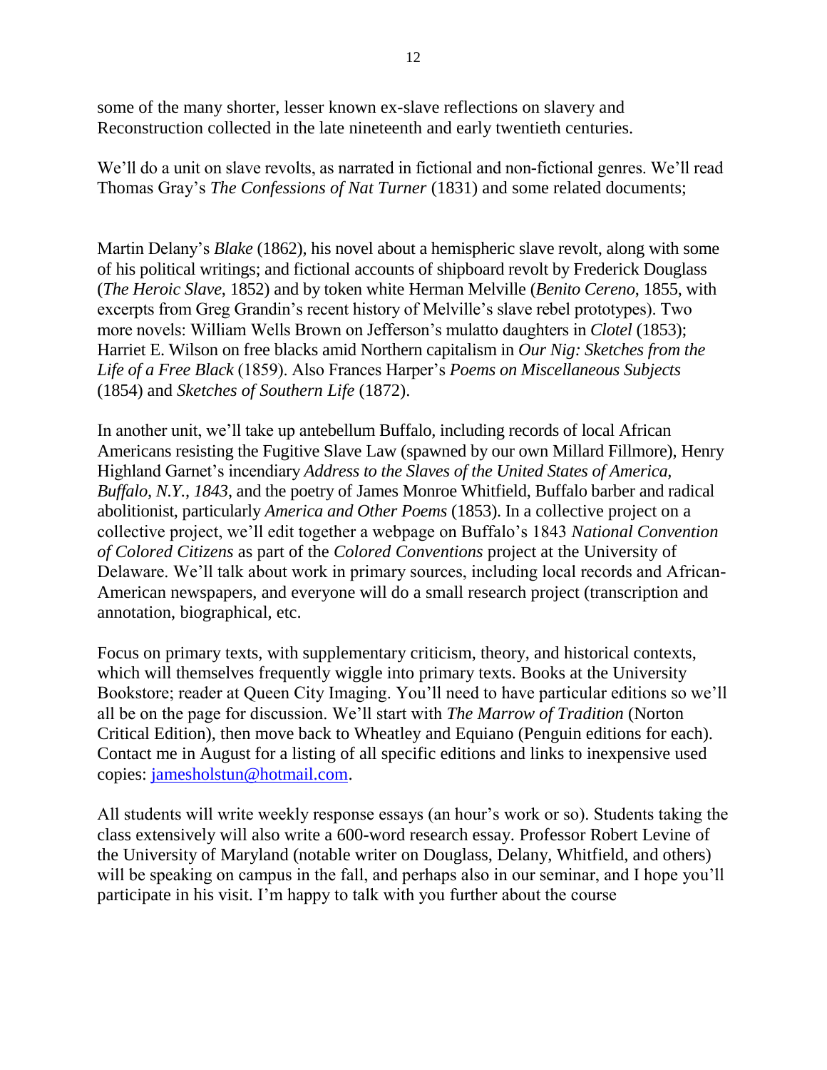some of the many shorter, lesser known ex-slave reflections on slavery and Reconstruction collected in the late nineteenth and early twentieth centuries.

We'll do a unit on slave revolts, as narrated in fictional and non-fictional genres. We'll read Thomas Gray's *The Confessions of Nat Turner* (1831) and some related documents;

Martin Delany's *Blake* (1862), his novel about a hemispheric slave revolt, along with some of his political writings; and fictional accounts of shipboard revolt by Frederick Douglass (*The Heroic Slave*, 1852) and by token white Herman Melville (*Benito Cereno*, 1855, with excerpts from Greg Grandin's recent history of Melville's slave rebel prototypes). Two more novels: William Wells Brown on Jefferson's mulatto daughters in *Clotel* (1853); Harriet E. Wilson on free blacks amid Northern capitalism in *Our Nig: Sketches from the Life of a Free Black* (1859). Also Frances Harper's *Poems on Miscellaneous Subjects* (1854) and *Sketches of Southern Life* (1872).

In another unit, we'll take up antebellum Buffalo, including records of local African Americans resisting the Fugitive Slave Law (spawned by our own Millard Fillmore), Henry Highland Garnet's incendiary *Address to the Slaves of the United States of America, Buffalo, N.Y., 1843*, and the poetry of James Monroe Whitfield, Buffalo barber and radical abolitionist, particularly *America and Other Poems* (1853). In a collective project on a collective project, we'll edit together a webpage on Buffalo's 1843 *National Convention of Colored Citizens* as part of the *Colored Conventions* project at the University of Delaware. We'll talk about work in primary sources, including local records and African-American newspapers, and everyone will do a small research project (transcription and annotation, biographical, etc.

Focus on primary texts, with supplementary criticism, theory, and historical contexts, which will themselves frequently wiggle into primary texts. Books at the University Bookstore; reader at Queen City Imaging. You'll need to have particular editions so we'll all be on the page for discussion. We'll start with *The Marrow of Tradition* (Norton Critical Edition), then move back to Wheatley and Equiano (Penguin editions for each). Contact me in August for a listing of all specific editions and links to inexpensive used copies: jamesholstun@hotmail.com.

All students will write weekly response essays (an hour's work or so). Students taking the class extensively will also write a 600-word research essay. Professor Robert Levine of the University of Maryland (notable writer on Douglass, Delany, Whitfield, and others) will be speaking on campus in the fall, and perhaps also in our seminar, and I hope you'll participate in his visit. I'm happy to talk with you further about the course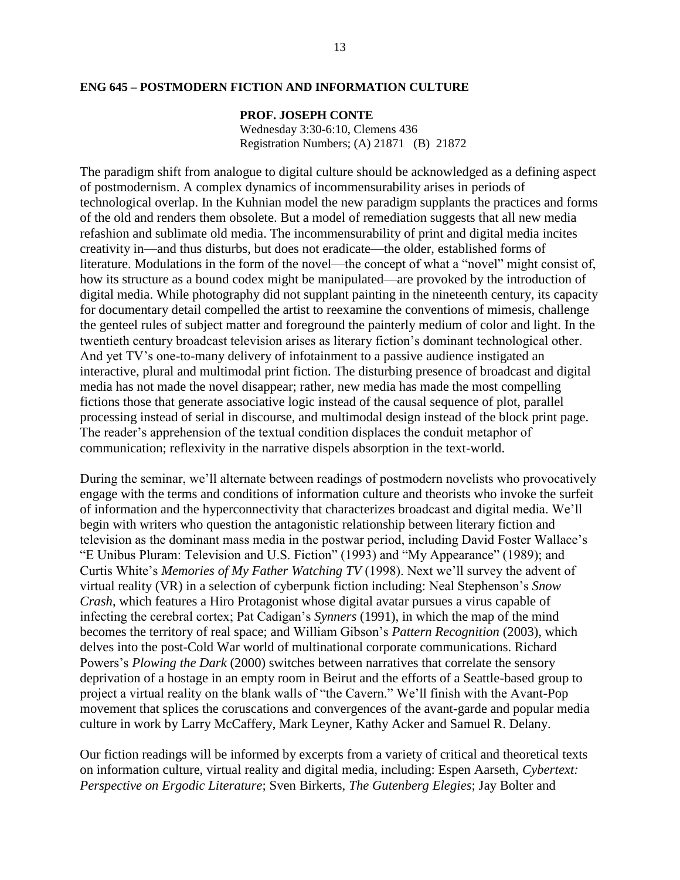## ENG 645 – POSTMODERN FICTION AND INFORMATION CULTURE

**PROF. JOSEPH CONTE**
Wednesday 3:30-6:10, Clemens 436
Registration Numbers; (A) 21871 (B) 21872

The paradigm shift from analogue to digital culture should be acknowledged as a defining aspect of postmodernism. A complex dynamics of incommensurability arises in periods of technological overlap. In the Kuhnian model the new paradigm supplants the practices and forms of the old and renders them obsolete. But a model of remediation suggests that all new media refashion and sublimate old media. The incommensurability of print and digital media incites creativity in—and thus disturbs, but does not eradicate—the older, established forms of literature. Modulations in the form of the novel—the concept of what a "novel" might consist of, how its structure as a bound codex might be manipulated—are provoked by the introduction of digital media. While photography did not supplant painting in the nineteenth century, its capacity for documentary detail compelled the artist to reexamine the conventions of mimesis, challenge the genteel rules of subject matter and foreground the painterly medium of color and light. In the twentieth century broadcast television arises as literary fiction's dominant technological other. And yet TV's one-to-many delivery of infotainment to a passive audience instigated an interactive, plural and multimodal print fiction. The disturbing presence of broadcast and digital media has not made the novel disappear; rather, new media has made the most compelling fictions those that generate associative logic instead of the causal sequence of plot, parallel processing instead of serial in discourse, and multimodal design instead of the block print page. The reader's apprehension of the textual condition displaces the conduit metaphor of communication; reflexivity in the narrative dispels absorption in the text-world.

During the seminar, we'll alternate between readings of postmodern novelists who provocatively engage with the terms and conditions of information culture and theorists who invoke the surfeit of information and the hyperconnectivity that characterizes broadcast and digital media. We'll begin with writers who question the antagonistic relationship between literary fiction and television as the dominant mass media in the postwar period, including David Foster Wallace's "E Unibus Pluram: Television and U.S. Fiction" (1993) and "My Appearance" (1989); and Curtis White's *Memories of My Father Watching TV* (1998). Next we'll survey the advent of virtual reality (VR) in a selection of cyberpunk fiction including: Neal Stephenson's *Snow Crash*, which features a Hiro Protagonist whose digital avatar pursues a virus capable of infecting the cerebral cortex; Pat Cadigan's *Synners* (1991), in which the map of the mind becomes the territory of real space; and William Gibson's *Pattern Recognition* (2003), which delves into the post-Cold War world of multinational corporate communications. Richard Powers's *Plowing the Dark* (2000) switches between narratives that correlate the sensory deprivation of a hostage in an empty room in Beirut and the efforts of a Seattle-based group to project a virtual reality on the blank walls of "the Cavern." We'll finish with the Avant-Pop movement that splices the coruscations and convergences of the avant-garde and popular media culture in work by Larry McCaffery, Mark Leyner, Kathy Acker and Samuel R. Delany.

Our fiction readings will be informed by excerpts from a variety of critical and theoretical texts on information culture, virtual reality and digital media, including: Espen Aarseth, *Cybertext: Perspective on Ergodic Literature*; Sven Birkerts, *The Gutenberg Elegies*; Jay Bolter and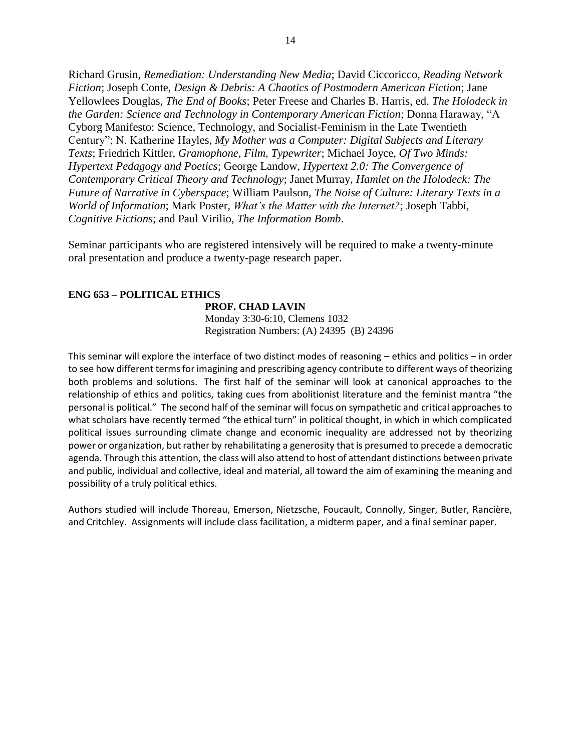Richard Grusin, *Remediation: Understanding New Media*; David Ciccoricco, *Reading Network Fiction*; Joseph Conte, *Design & Debris: A Chaotics of Postmodern American Fiction*; Jane Yellowlees Douglas, *The End of Books*; Peter Freese and Charles B. Harris, ed. *The Holodeck in the Garden: Science and Technology in Contemporary American Fiction*; Donna Haraway, "A Cyborg Manifesto: Science, Technology, and Socialist-Feminism in the Late Twentieth Century"; N. Katherine Hayles, *My Mother was a Computer: Digital Subjects and Literary Texts*; Friedrich Kittler, *Gramophone, Film, Typewriter*; Michael Joyce, *Of Two Minds: Hypertext Pedagogy and Poetics*; George Landow, *Hypertext 2.0: The Convergence of Contemporary Critical Theory and Technology*; Janet Murray, *Hamlet on the Holodeck: The Future of Narrative in Cyberspace*; William Paulson, *The Noise of Culture: Literary Texts in a World of Information*; Mark Poster, *What's the Matter with the Internet?*; Joseph Tabbi, *Cognitive Fictions*; and Paul Virilio, *The Information Bomb*.

Seminar participants who are registered intensively will be required to make a twenty-minute oral presentation and produce a twenty-page research paper.

**ENG 653 – POLITICAL ETHICS**

**PROF. CHAD LAVIN**
Monday 3:30-6:10, Clemens 1032
Registration Numbers: (A) 24395 (B) 24396

This seminar will explore the interface of two distinct modes of reasoning – ethics and politics – in order to see how different terms for imagining and prescribing agency contribute to different ways of theorizing both problems and solutions. The first half of the seminar will look at canonical approaches to the relationship of ethics and politics, taking cues from abolitionist literature and the feminist mantra "the personal is political." The second half of the seminar will focus on sympathetic and critical approaches to what scholars have recently termed "the ethical turn" in political thought, in which in which complicated political issues surrounding climate change and economic inequality are addressed not by theorizing power or organization, but rather by rehabilitating a generosity that is presumed to precede a democratic agenda. Through this attention, the class will also attend to host of attendant distinctions between private and public, individual and collective, ideal and material, all toward the aim of examining the meaning and possibility of a truly political ethics.

Authors studied will include Thoreau, Emerson, Nietzsche, Foucault, Connolly, Singer, Butler, Rancière, and Critchley. Assignments will include class facilitation, a midterm paper, and a final seminar paper.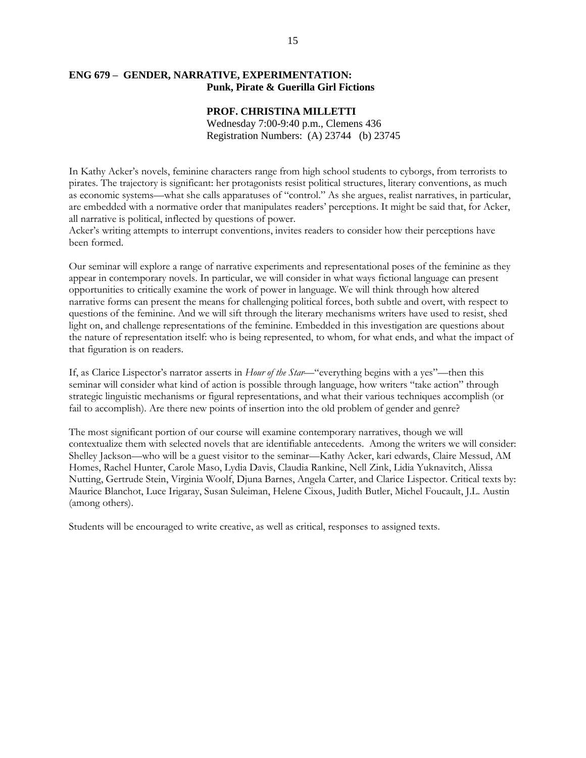## ENG 679 – GENDER, NARRATIVE, EXPERIMENTATION: Punk, Pirate & Guerilla Girl Fictions

**PROF. CHRISTINA MILLETTI**
Wednesday 7:00-9:40 p.m., Clemens 436
Registration Numbers: (A) 23744 (b) 23745

In Kathy Acker's novels, feminine characters range from high school students to cyborgs, from terrorists to pirates. The trajectory is significant: her protagonists resist political structures, literary conventions, as much as economic systems—what she calls apparatuses of "control." As she argues, realist narratives, in particular, are embedded with a normative order that manipulates readers' perceptions. It might be said that, for Acker, all narrative is political, inflected by questions of power.
Acker's writing attempts to interrupt conventions, invites readers to consider how their perceptions have been formed.

Our seminar will explore a range of narrative experiments and representational poses of the feminine as they appear in contemporary novels. In particular, we will consider in what ways fictional language can present opportunities to critically examine the work of power in language. We will think through how altered narrative forms can present the means for challenging political forces, both subtle and overt, with respect to questions of the feminine. And we will sift through the literary mechanisms writers have used to resist, shed light on, and challenge representations of the feminine. Embedded in this investigation are questions about the nature of representation itself: who is being represented, to whom, for what ends, and what the impact of that figuration is on readers.

If, as Clarice Lispector's narrator asserts in *Hour of the Star*—"everything begins with a yes"—then this seminar will consider what kind of action is possible through language, how writers "take action" through strategic linguistic mechanisms or figural representations, and what their various techniques accomplish (or fail to accomplish). Are there new points of insertion into the old problem of gender and genre?

The most significant portion of our course will examine contemporary narratives, though we will contextualize them with selected novels that are identifiable antecedents. Among the writers we will consider: Shelley Jackson—who will be a guest visitor to the seminar—Kathy Acker, kari edwards, Claire Messud, AM Homes, Rachel Hunter, Carole Maso, Lydia Davis, Claudia Rankine, Nell Zink, Lidia Yuknavitch, Alissa Nutting, Gertrude Stein, Virginia Woolf, Djuna Barnes, Angela Carter, and Clarice Lispector. Critical texts by: Maurice Blanchot, Luce Irigaray, Susan Suleiman, Helene Cixous, Judith Butler, Michel Foucault, J.L. Austin (among others).

Students will be encouraged to write creative, as well as critical, responses to assigned texts.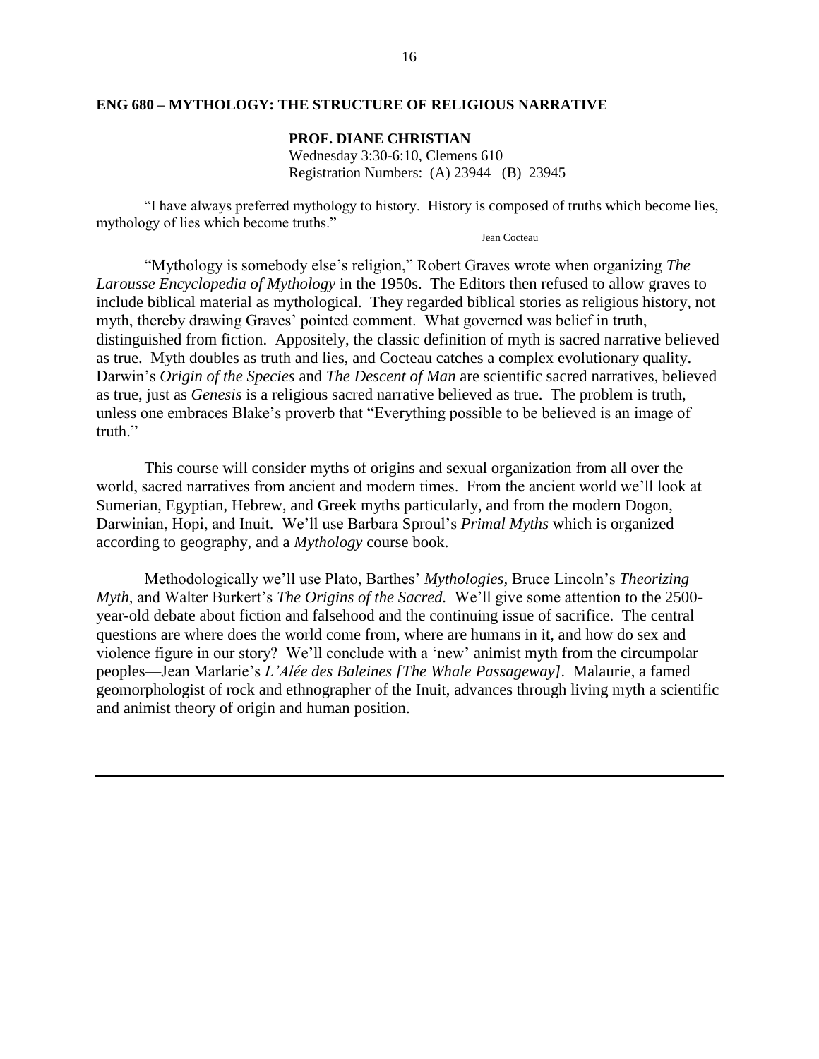## ENG 680 – MYTHOLOGY: THE STRUCTURE OF RELIGIOUS NARRATIVE

**PROF. DIANE CHRISTIAN**
Wednesday 3:30-6:10, Clemens 610
Registration Numbers: (A) 23944 (B) 23945

"I have always preferred mythology to history. History is composed of truths which become lies, mythology of lies which become truths."

Jean Cocteau

"Mythology is somebody else's religion," Robert Graves wrote when organizing *The Larousse Encyclopedia of Mythology* in the 1950s. The Editors then refused to allow graves to include biblical material as mythological. They regarded biblical stories as religious history, not myth, thereby drawing Graves' pointed comment. What governed was belief in truth, distinguished from fiction. Appositely, the classic definition of myth is sacred narrative believed as true. Myth doubles as truth and lies, and Cocteau catches a complex evolutionary quality. Darwin's *Origin of the Species* and *The Descent of Man* are scientific sacred narratives, believed as true, just as *Genesis* is a religious sacred narrative believed as true. The problem is truth, unless one embraces Blake's proverb that "Everything possible to be believed is an image of truth."

This course will consider myths of origins and sexual organization from all over the world, sacred narratives from ancient and modern times. From the ancient world we'll look at Sumerian, Egyptian, Hebrew, and Greek myths particularly, and from the modern Dogon, Darwinian, Hopi, and Inuit. We'll use Barbara Sproul's *Primal Myths* which is organized according to geography, and a *Mythology* course book.

Methodologically we'll use Plato, Barthes' *Mythologies*, Bruce Lincoln's *Theorizing Myth*, and Walter Burkert's *The Origins of the Sacred.* We'll give some attention to the 2500-year-old debate about fiction and falsehood and the continuing issue of sacrifice. The central questions are where does the world come from, where are humans in it, and how do sex and violence figure in our story? We'll conclude with a 'new' animist myth from the circumpolar peoples—Jean Marlarie's *L'Alée des Baleines [The Whale Passageway]*. Malaurie, a famed geomorphologist of rock and ethnographer of the Inuit, advances through living myth a scientific and animist theory of origin and human position.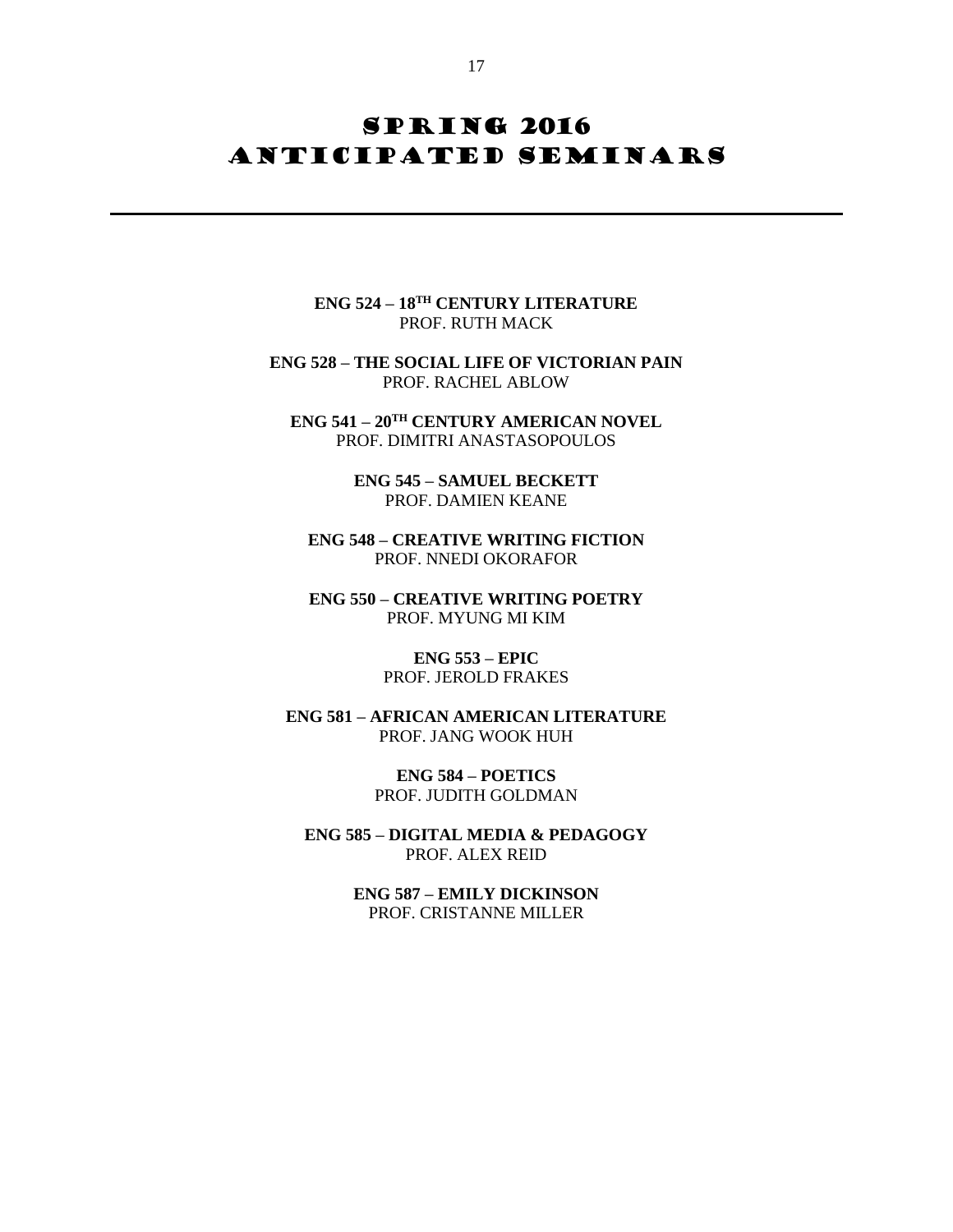# SPRING 2016
# ANTICIPATED SEMINARS

---

**ENG 524 – 18TH CENTURY LITERATURE**
PROF. RUTH MACK

**ENG 528 – THE SOCIAL LIFE OF VICTORIAN PAIN**
PROF. RACHEL ABLOW

**ENG 541 – 20TH CENTURY AMERICAN NOVEL**
PROF. DIMITRI ANASTASOPOULOS

**ENG 545 – SAMUEL BECKETT**
PROF. DAMIEN KEANE

**ENG 548 – CREATIVE WRITING FICTION**
PROF. NNEDI OKORAFOR

**ENG 550 – CREATIVE WRITING POETRY**
PROF. MYUNG MI KIM

**ENG 553 – EPIC**
PROF. JEROLD FRAKES

**ENG 581 – AFRICAN AMERICAN LITERATURE**
PROF. JANG WOOK HUH

**ENG 584 – POETICS**
PROF. JUDITH GOLDMAN

**ENG 585 – DIGITAL MEDIA & PEDAGOGY**
PROF. ALEX REID

**ENG 587 – EMILY DICKINSON**
PROF. CRISTANNE MILLER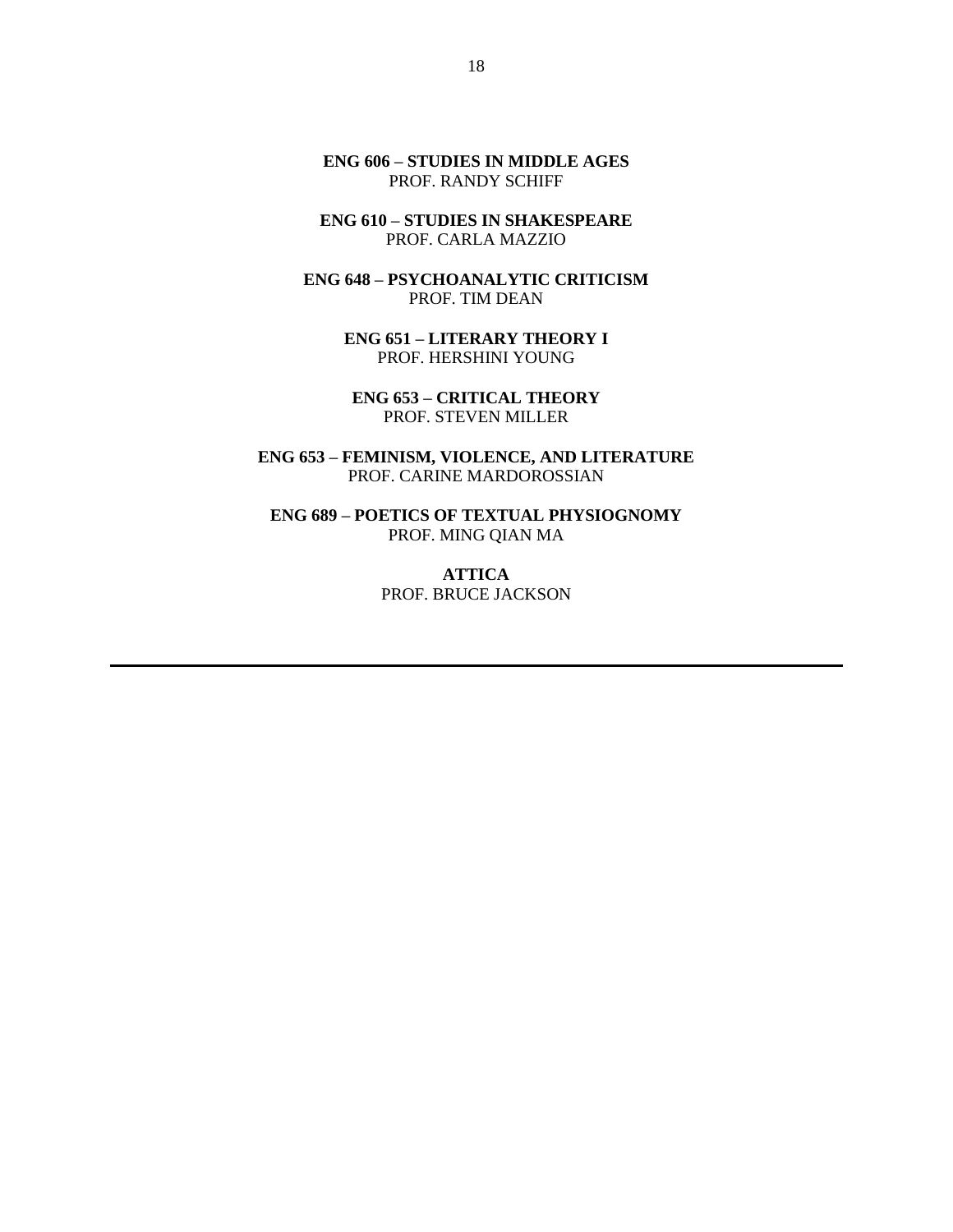**ENG 606 – STUDIES IN MIDDLE AGES**
PROF. RANDY SCHIFF

**ENG 610 – STUDIES IN SHAKESPEARE**
PROF. CARLA MAZZIO

**ENG 648 – PSYCHOANALYTIC CRITICISM**
PROF. TIM DEAN

**ENG 651 – LITERARY THEORY I**
PROF. HERSHINI YOUNG

**ENG 653 – CRITICAL THEORY**
PROF. STEVEN MILLER

**ENG 653 – FEMINISM, VIOLENCE, AND LITERATURE**
PROF. CARINE MARDOROSSIAN

**ENG 689 – POETICS OF TEXTUAL PHYSIOGNOMY**
PROF. MING QIAN MA

**ATTICA**
PROF. BRUCE JACKSON

---